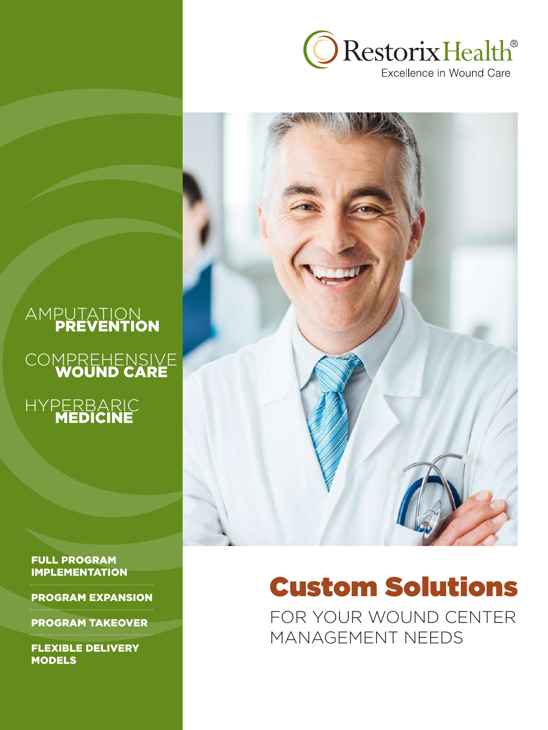RestorixHealth®

Excellence in Wound Care

AMPUTATION **PREVENTION**

COMPREHENSIVE **WOUND CARE**

HYPERBARIC **MEDICINE**

**FULL PROGRAM IMPLEMENTATION**

**PROGRAM EXPANSION**

**PROGRAM TAKEOVER**

**FLEXIBLE DELIVERY MODELS**

# Custom Solutions

FOR YOUR WOUND CENTER MANAGEMENT NEEDS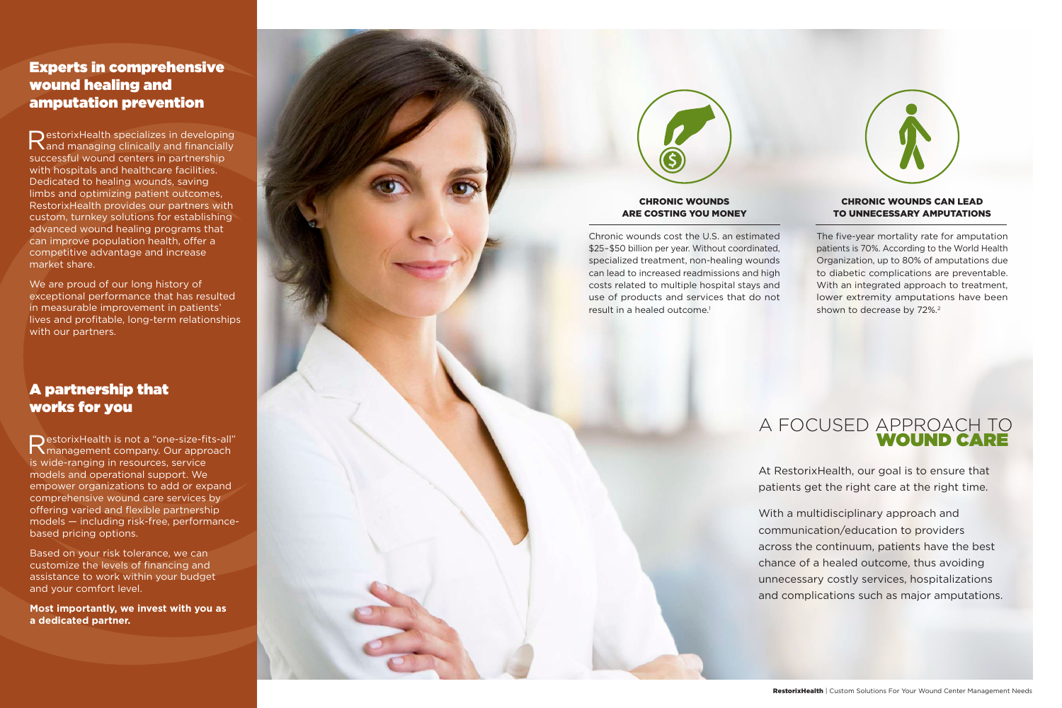## Experts in comprehensive wound healing and amputation prevention

RestorixHealth specializes in developing and managing clinically and financially successful wound centers in partnership with hospitals and healthcare facilities. Dedicated to healing wounds, saving limbs and optimizing patient outcomes, RestorixHealth provides our partners with custom, turnkey solutions for establishing advanced wound healing programs that can improve population health, offer a competitive advantage and increase market share.

We are proud of our long history of exceptional performance that has resulted in measurable improvement in patients' lives and profitable, long-term relationships with our partners.

## A partnership that works for you

RestorixHealth is not a "one-size-fits-all" management company. Our approach is wide-ranging in resources, service models and operational support. We empower organizations to add or expand comprehensive wound care services by offering varied and flexible partnership models — including risk-free, performance-based pricing options.

Based on your risk tolerance, we can customize the levels of financing and assistance to work within your budget and your comfort level.

**Most importantly, we invest with you as a dedicated partner.**

### CHRONIC WOUNDS ARE COSTING YOU MONEY

Chronic wounds cost the U.S. an estimated $25–$50 billion per year. Without coordinated, specialized treatment, non-healing wounds can lead to increased readmissions and high costs related to multiple hospital stays and use of products and services that do not result in a healed outcome.[1]

### CHRONIC WOUNDS CAN LEAD TO UNNECESSARY AMPUTATIONS

The five-year mortality rate for amputation patients is 70%. According to the World Health Organization, up to 80% of amputations due to diabetic complications are preventable. With an integrated approach to treatment, lower extremity amputations have been shown to decrease by 72%.[2]

## A FOCUSED APPROACH TO WOUND CARE

At RestorixHealth, our goal is to ensure that patients get the right care at the right time.

With a multidisciplinary approach and communication/education to providers across the continuum, patients have the best chance of a healed outcome, thus avoiding unnecessary costly services, hospitalizations and complications such as major amputations.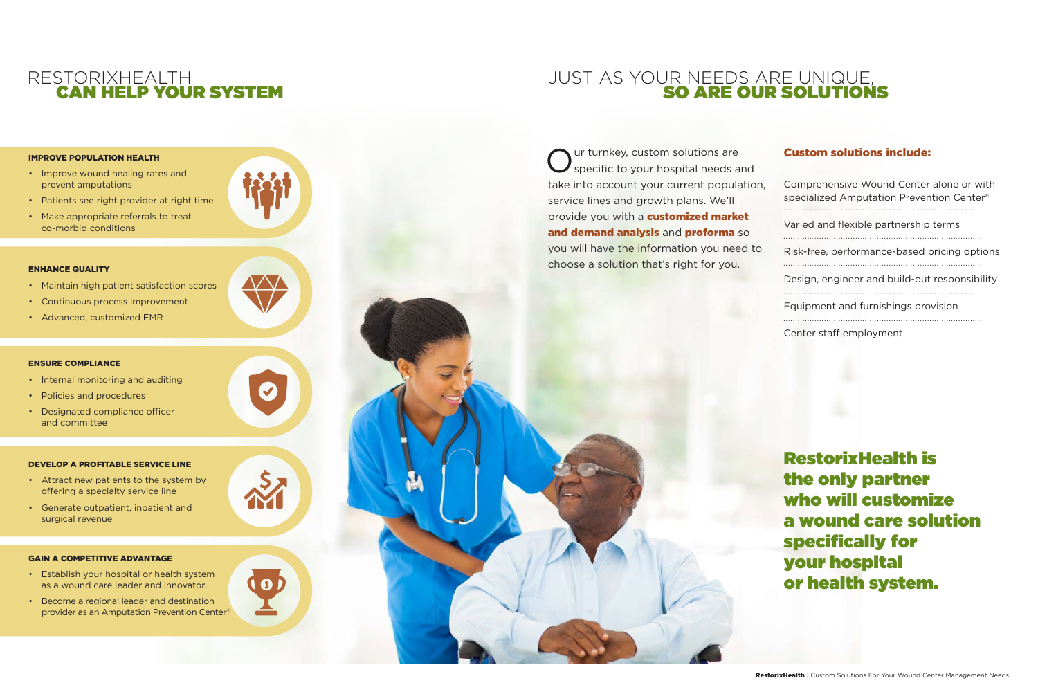# RESTORIXHEALTH CAN HELP YOUR SYSTEM

**IMPROVE POPULATION HEALTH**

- Improve wound healing rates and prevent amputations
- Patients see right provider at right time
- Make appropriate referrals to treat co-morbid conditions

**ENHANCE QUALITY**

- Maintain high patient satisfaction scores
- Continuous process improvement
- Advanced, customized EMR

**ENSURE COMPLIANCE**

- Internal monitoring and auditing
- Policies and procedures
- Designated compliance officer and committee

**DEVELOP A PROFITABLE SERVICE LINE**

- Attract new patients to the system by offering a specialty service line
- Generate outpatient, inpatient and surgical revenue

**GAIN A COMPETITIVE ADVANTAGE**

- Establish your hospital or health system as a wound care leader and innovator.
- Become a regional leader and destination provider as an Amputation Prevention Center®

# JUST AS YOUR NEEDS ARE UNIQUE, SO ARE OUR SOLUTIONS

Our turnkey, custom solutions are specific to your hospital needs and take into account your current population, service lines and growth plans. We'll provide you with a **customized market and demand analysis** and **proforma** so you will have the information you need to choose a solution that's right for you.

**Custom solutions include:**

- Comprehensive Wound Center alone or with specialized Amputation Prevention Center®
- Varied and flexible partnership terms
- Risk-free, performance-based pricing options
- Design, engineer and build-out responsibility
- Equipment and furnishings provision
- Center staff employment

**RestorixHealth is the only partner who will customize a wound care solution specifically for your hospital or health system.**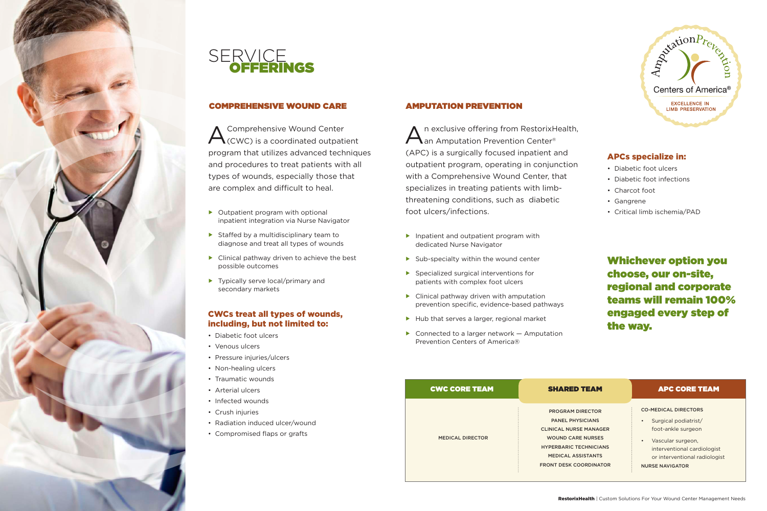# SERVICE OFFERINGS

## COMPREHENSIVE WOUND CARE

A Comprehensive Wound Center (CWC) is a coordinated outpatient program that utilizes advanced techniques and procedures to treat patients with all types of wounds, especially those that are complex and difficult to heal.

- Outpatient program with optional inpatient integration via Nurse Navigator
- Staffed by a multidisciplinary team to diagnose and treat all types of wounds
- Clinical pathway driven to achieve the best possible outcomes
- Typically serve local/primary and secondary markets

### CWCs treat all types of wounds, including, but not limited to:

- Diabetic foot ulcers
- Venous ulcers
- Pressure injuries/ulcers
- Non-healing ulcers
- Traumatic wounds
- Arterial ulcers
- Infected wounds
- Crush injuries
- Radiation induced ulcer/wound
- Compromised flaps or grafts

## AMPUTATION PREVENTION

An exclusive offering from RestorixHealth, an Amputation Prevention Center® (APC) is a surgically focused inpatient and outpatient program, operating in conjunction with a Comprehensive Wound Center, that specializes in treating patients with limb-threatening conditions, such as diabetic foot ulcers/infections.

- Inpatient and outpatient program with dedicated Nurse Navigator
- Sub-specialty within the wound center
- Specialized surgical interventions for patients with complex foot ulcers
- Clinical pathway driven with amputation prevention specific, evidence-based pathways
- Hub that serves a larger, regional market
- Connected to a larger network — Amputation Prevention Centers of America®

AmputationPrevention Centers of America® EXCELLENCE IN LIMB PRESERVATION

### APCs specialize in:

- Diabetic foot ulcers
- Diabetic foot infections
- Charcot foot
- Gangrene
- Critical limb ischemia/PAD

**Whichever option you choose, our on-site, regional and corporate teams will remain 100% engaged every step of the way.**

| CWC CORE TEAM | SHARED TEAM | APC CORE TEAM |
|---|---|---|
| MEDICAL DIRECTOR | PROGRAM DIRECTOR<br>PANEL PHYSICIANS<br>CLINICAL NURSE MANAGER<br>WOUND CARE NURSES<br>HYPERBARIC TECHNICIANS<br>MEDICAL ASSISTANTS<br>FRONT DESK COORDINATOR | CO-MEDICAL DIRECTORS<br>• Surgical podiatrist/ foot-ankle surgeon<br>• Vascular surgeon, interventional cardiologist or interventional radiologist<br>NURSE NAVIGATOR |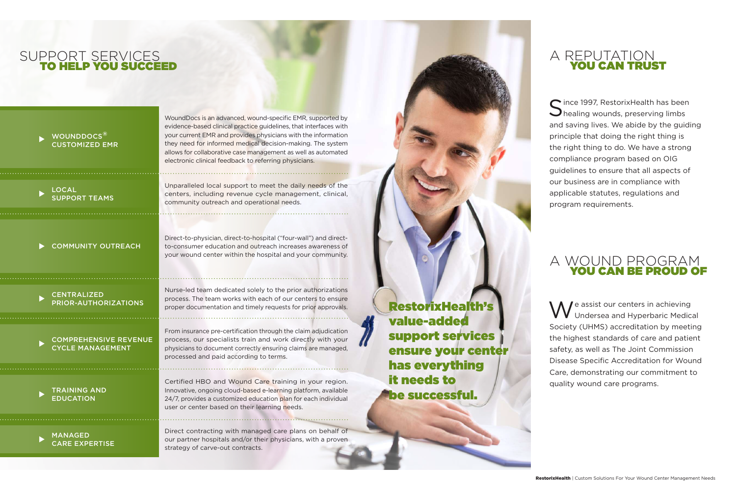# SUPPORT SERVICES **TO HELP YOU SUCCEED**

**WOUNDDOCS® CUSTOMIZED EMR**

WoundDocs is an advanced, wound-specific EMR, supported by evidence-based clinical practice guidelines, that interfaces with your current EMR and provides physicians with the information they need for informed medical decision-making. The system allows for collaborative case management as well as automated electronic clinical feedback to referring physicians.

**LOCAL SUPPORT TEAMS**

Unparalleled local support to meet the daily needs of the centers, including revenue cycle management, clinical, community outreach and operational needs.

**COMMUNITY OUTREACH**

Direct-to-physician, direct-to-hospital ("four-wall") and direct-to-consumer education and outreach increases awareness of your wound center within the hospital and your community.

**CENTRALIZED PRIOR-AUTHORIZATIONS**

Nurse-led team dedicated solely to the prior authorizations process. The team works with each of our centers to ensure proper documentation and timely requests for prior approvals.

**COMPREHENSIVE REVENUE CYCLE MANAGEMENT**

From insurance pre-certification through the claim adjudication process, our specialists train and work directly with your physicians to document correctly ensuring claims are managed, processed and paid according to terms.

**TRAINING AND EDUCATION**

Certified HBO and Wound Care training in your region. Innovative, ongoing cloud-based e-learning platform, available 24/7, provides a customized education plan for each individual user or center based on their learning needs.

**MANAGED CARE EXPERTISE**

Direct contracting with managed care plans on behalf of our partner hospitals and/or their physicians, with a proven strategy of carve-out contracts.

**RestorixHealth's value-added support services ensure your center has everything it needs to be successful.**

# A REPUTATION **YOU CAN TRUST**

Since 1997, RestorixHealth has been healing wounds, preserving limbs and saving lives. We abide by the guiding principle that doing the right thing is the right thing to do. We have a strong compliance program based on OIG guidelines to ensure that all aspects of our business are in compliance with applicable statutes, regulations and program requirements.

# A WOUND PROGRAM **YOU CAN BE PROUD OF**

We assist our centers in achieving Undersea and Hyperbaric Medical Society (UHMS) accreditation by meeting the highest standards of care and patient safety, as well as The Joint Commission Disease Specific Accreditation for Wound Care, demonstrating our commitment to quality wound care programs.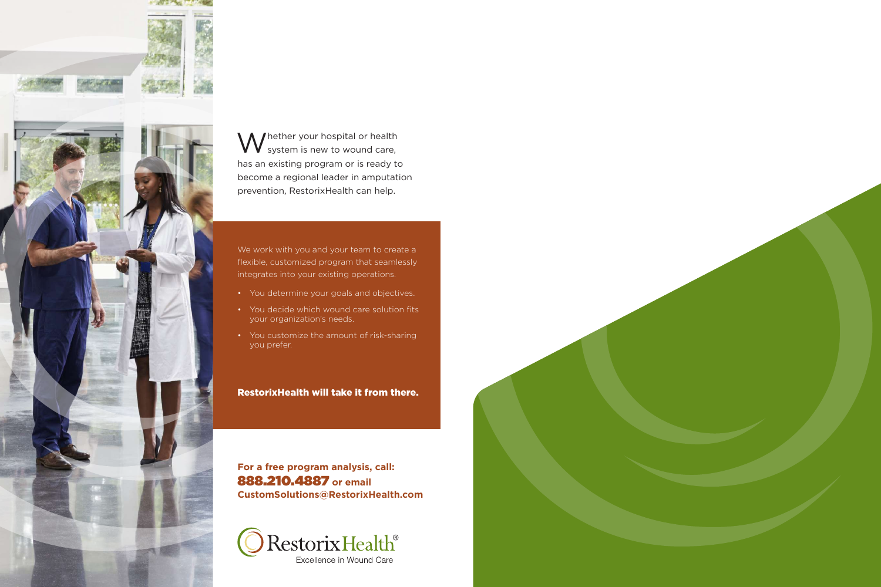Whether your hospital or health system is new to wound care, has an existing program or is ready to become a regional leader in amputation prevention, RestorixHealth can help.

We work with you and your team to create a flexible, customized program that seamlessly integrates into your existing operations.

- You determine your goals and objectives.
- You decide which wound care solution fits your organization's needs.
- You customize the amount of risk-sharing you prefer.

**RestorixHealth will take it from there.**

**For a free program analysis, call:**
**888.210.4887 or email**
**CustomSolutions@RestorixHealth.com**

RestorixHealth®
Excellence in Wound Care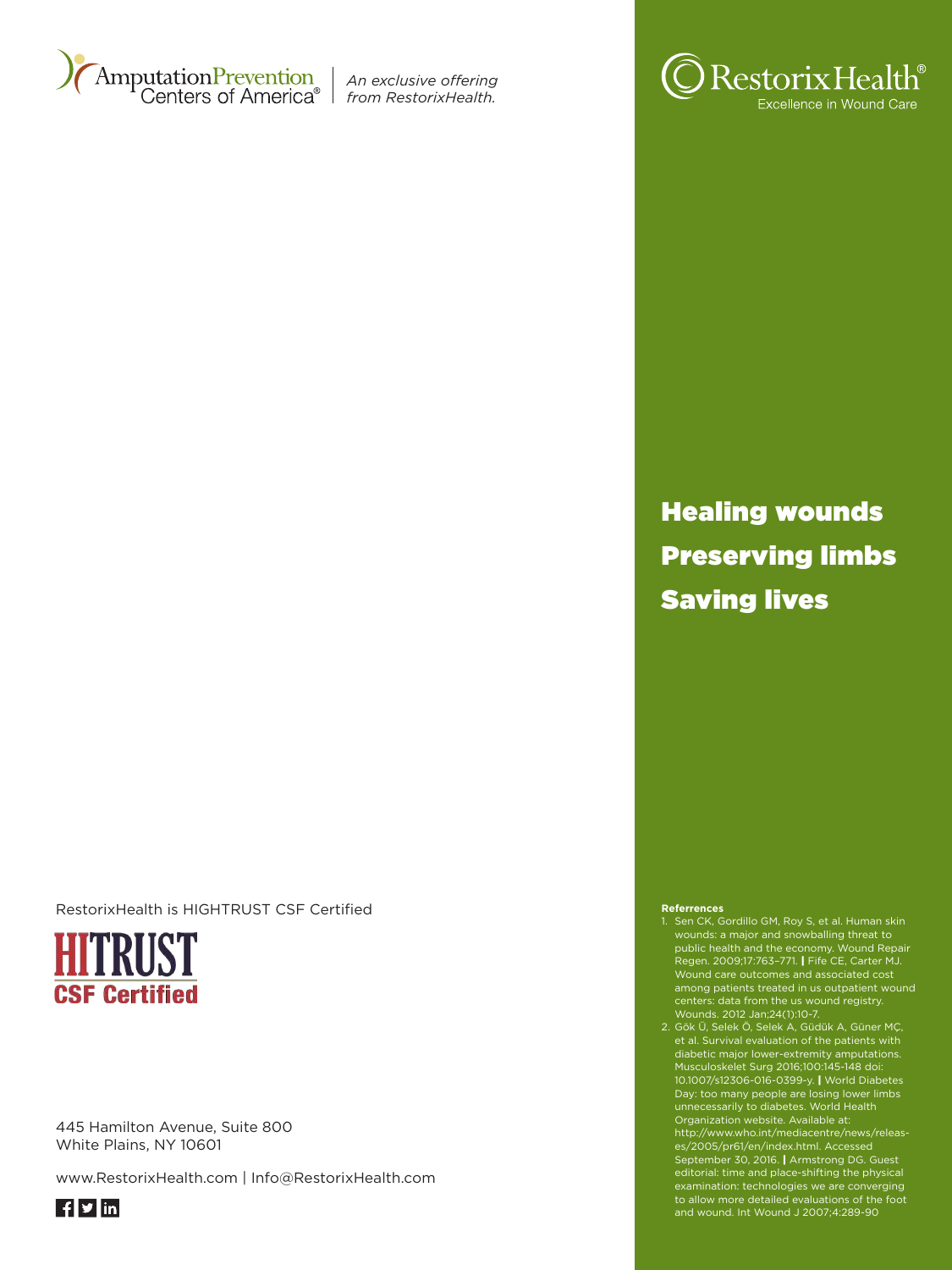AmputationPrevention Centers of America®

*An exclusive offering from RestorixHealth.*

RestorixHealth®
Excellence in Wound Care

## Healing wounds
## Preserving limbs
## Saving lives

RestorixHealth is HIGHTRUST CSF Certified

HITRUST
CSF Certified

445 Hamilton Avenue, Suite 800
White Plains, NY 10601

www.RestorixHealth.com | Info@RestorixHealth.com

**Referrences**

1. Sen CK, Gordillo GM, Roy S, et al. Human skin wounds: a major and snowballing threat to public health and the economy. Wound Repair Regen. 2009;17:763–771. | Fife CE, Carter MJ. Wound care outcomes and associated cost among patients treated in us outpatient wound centers: data from the us wound registry. Wounds. 2012 Jan;24(1):10-7.
2. Gök Ü, Selek Ö, Selek A, Güdük A, Güner MÇ, et al. Survival evaluation of the patients with diabetic major lower-extremity amputations. Musculoskelet Surg 2016;100:145-148 doi: 10.1007/s12306-016-0399-y. | World Diabetes Day: too many people are losing lower limbs unnecessarily to diabetes. World Health Organization website. Available at: http://www.who.int/mediacentre/news/releases/2005/pr61/en/index.html. Accessed September 30, 2016. | Armstrong DG. Guest editorial: time and place-shifting the physical examination: technologies we are converging to allow more detailed evaluations of the foot and wound. Int Wound J 2007;4:289-90